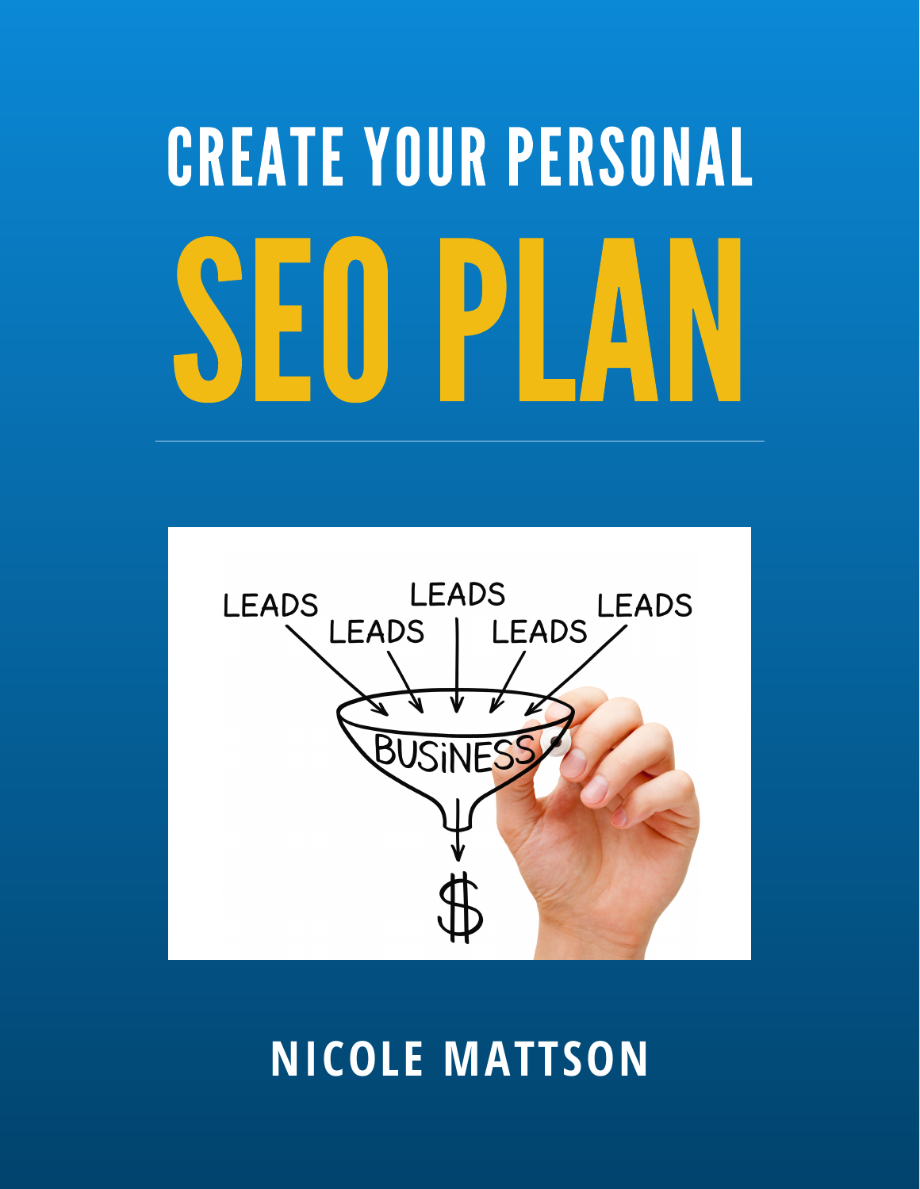# CREATE YOUR PERSONAL

# SEO PLAN

---

**NICOLE MATTSON**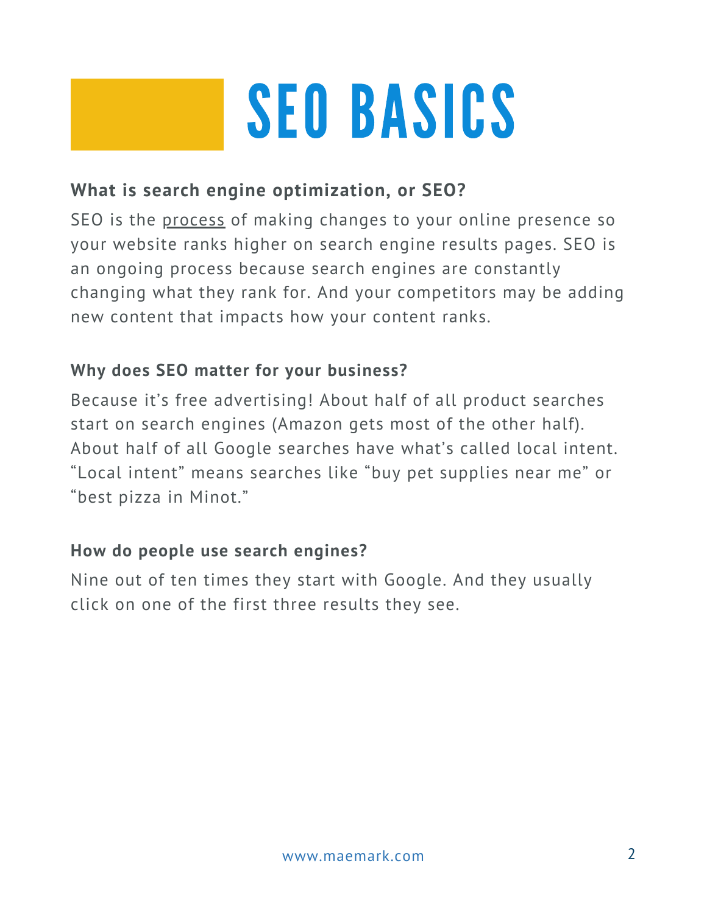# SEO BASICS

### What is search engine optimization, or SEO?

SEO is the process of making changes to your online presence so your website ranks higher on search engine results pages. SEO is an ongoing process because search engines are constantly changing what they rank for. And your competitors may be adding new content that impacts how your content ranks.

### Why does SEO matter for your business?

Because it's free advertising! About half of all product searches start on search engines (Amazon gets most of the other half). About half of all Google searches have what's called local intent. "Local intent" means searches like "buy pet supplies near me" or "best pizza in Minot."

### How do people use search engines?

Nine out of ten times they start with Google. And they usually click on one of the first three results they see.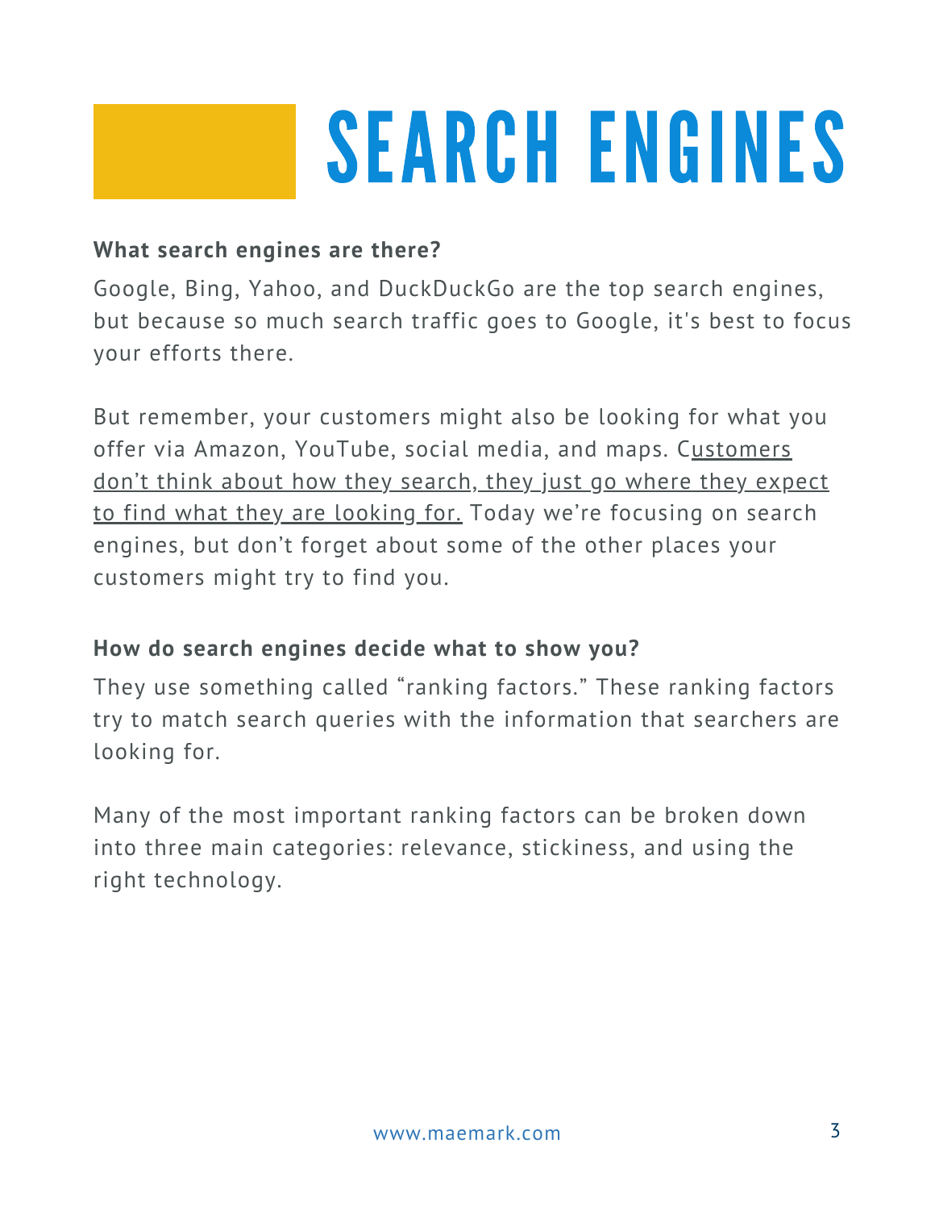# SEARCH ENGINES

**What search engines are there?**

Google, Bing, Yahoo, and DuckDuckGo are the top search engines, but because so much search traffic goes to Google, it's best to focus your efforts there.

But remember, your customers might also be looking for what you offer via Amazon, YouTube, social media, and maps. Customers don't think about how they search, they just go where they expect to find what they are looking for. Today we're focusing on search engines, but don't forget about some of the other places your customers might try to find you.

**How do search engines decide what to show you?**

They use something called "ranking factors." These ranking factors try to match search queries with the information that searchers are looking for.

Many of the most important ranking factors can be broken down into three main categories: relevance, stickiness, and using the right technology.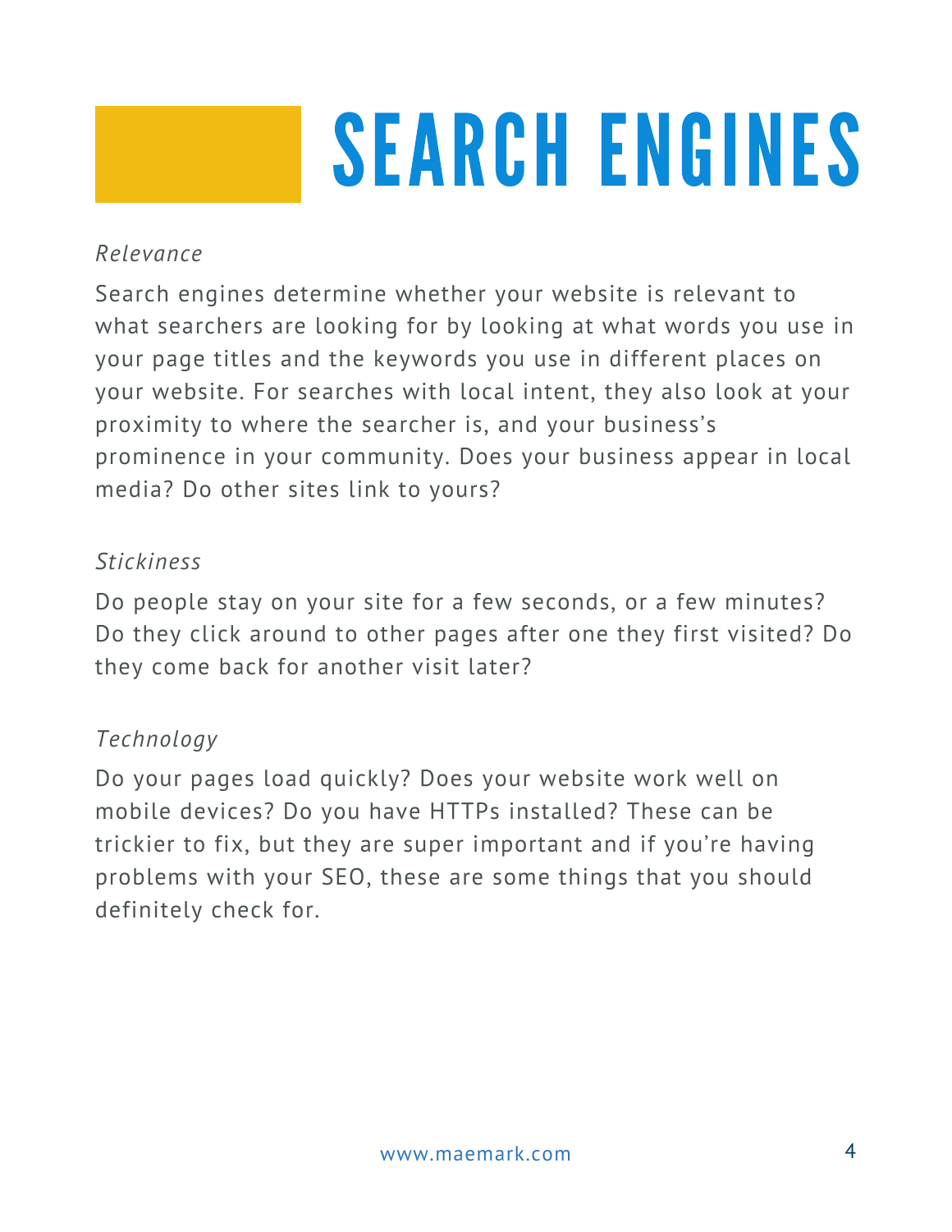# SEARCH ENGINES

*Relevance*

Search engines determine whether your website is relevant to what searchers are looking for by looking at what words you use in your page titles and the keywords you use in different places on your website. For searches with local intent, they also look at your proximity to where the searcher is, and your business's prominence in your community. Does your business appear in local media? Do other sites link to yours?

*Stickiness*

Do people stay on your site for a few seconds, or a few minutes? Do they click around to other pages after one they first visited? Do they come back for another visit later?

*Technology*

Do your pages load quickly? Does your website work well on mobile devices? Do you have HTTPs installed? These can be trickier to fix, but they are super important and if you're having problems with your SEO, these are some things that you should definitely check for.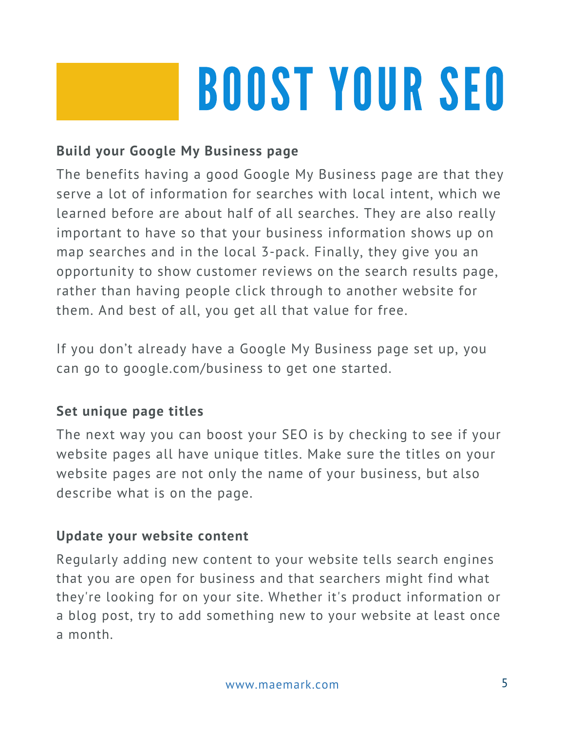# BOOST YOUR SEO

**Build your Google My Business page**

The benefits having a good Google My Business page are that they serve a lot of information for searches with local intent, which we learned before are about half of all searches. They are also really important to have so that your business information shows up on map searches and in the local 3-pack. Finally, they give you an opportunity to show customer reviews on the search results page, rather than having people click through to another website for them. And best of all, you get all that value for free.

If you don't already have a Google My Business page set up, you can go to google.com/business to get one started.

**Set unique page titles**

The next way you can boost your SEO is by checking to see if your website pages all have unique titles. Make sure the titles on your website pages are not only the name of your business, but also describe what is on the page.

**Update your website content**

Regularly adding new content to your website tells search engines that you are open for business and that searchers might find what they're looking for on your site. Whether it's product information or a blog post, try to add something new to your website at least once a month.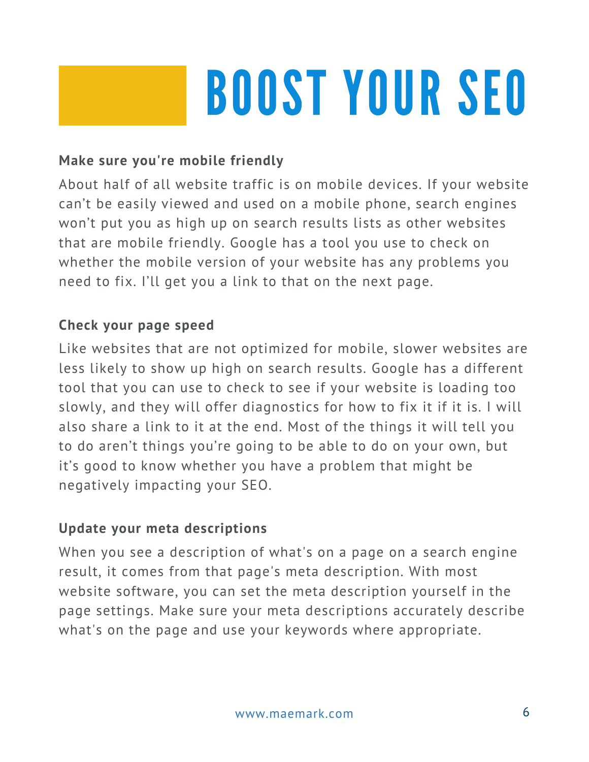# BOOST YOUR SEO

**Make sure you're mobile friendly**

About half of all website traffic is on mobile devices. If your website can't be easily viewed and used on a mobile phone, search engines won't put you as high up on search results lists as other websites that are mobile friendly. Google has a tool you use to check on whether the mobile version of your website has any problems you need to fix. I'll get you a link to that on the next page.

**Check your page speed**

Like websites that are not optimized for mobile, slower websites are less likely to show up high on search results. Google has a different tool that you can use to check to see if your website is loading too slowly, and they will offer diagnostics for how to fix it if it is. I will also share a link to it at the end. Most of the things it will tell you to do aren't things you're going to be able to do on your own, but it's good to know whether you have a problem that might be negatively impacting your SEO.

**Update your meta descriptions**

When you see a description of what's on a page on a search engine result, it comes from that page's meta description. With most website software, you can set the meta description yourself in the page settings. Make sure your meta descriptions accurately describe what's on the page and use your keywords where appropriate.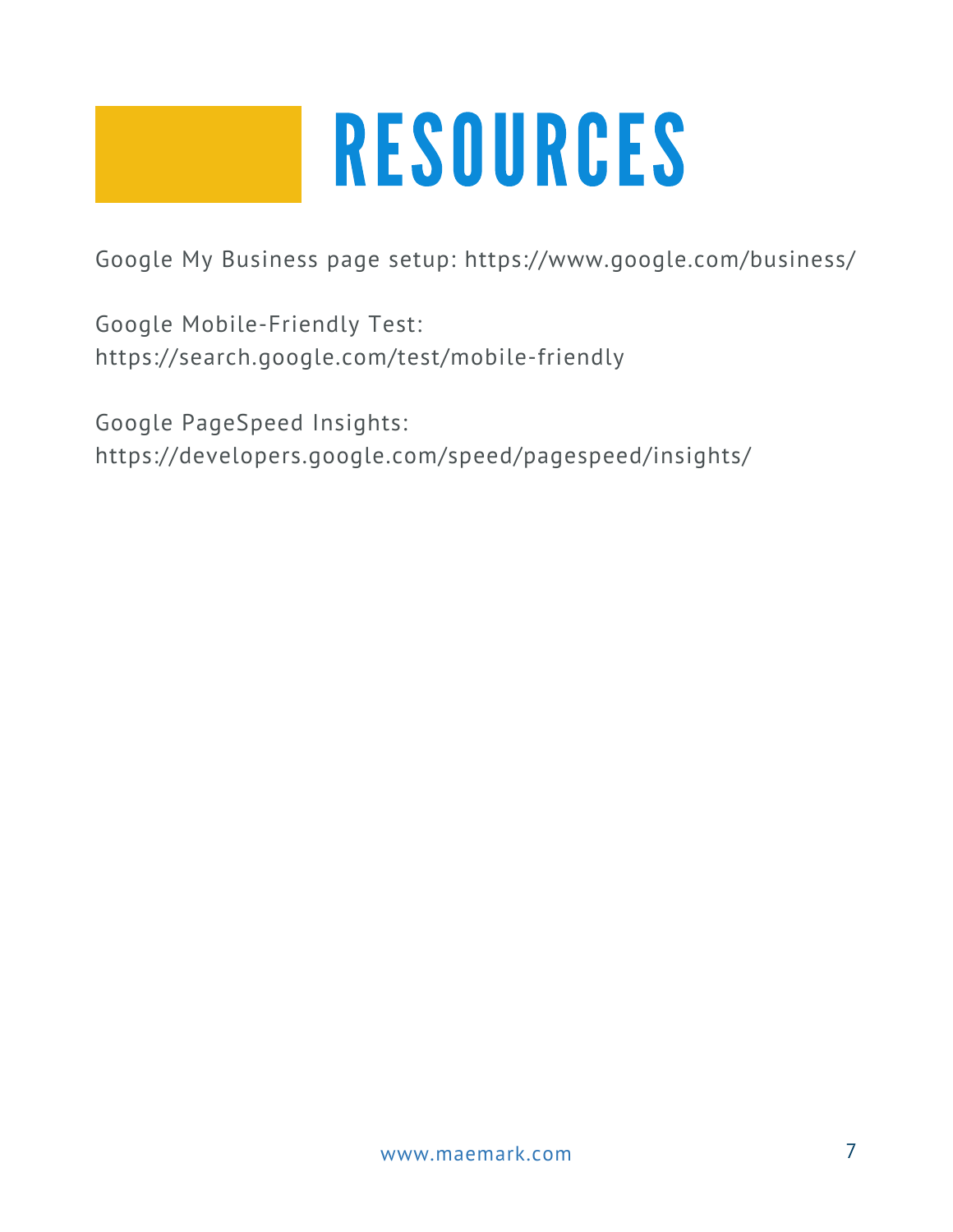# RESOURCES

Google My Business page setup: https://www.google.com/business/

Google Mobile-Friendly Test:
https://search.google.com/test/mobile-friendly

Google PageSpeed Insights:
https://developers.google.com/speed/pagespeed/insights/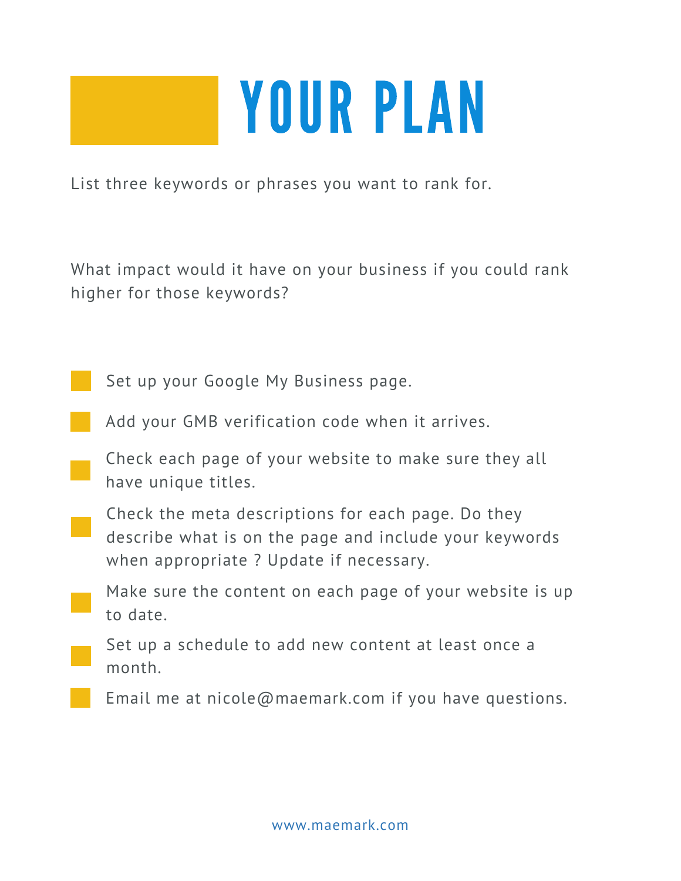# YOUR PLAN

List three keywords or phrases you want to rank for.

What impact would it have on your business if you could rank higher for those keywords?

- [ ] Set up your Google My Business page.
- [ ] Add your GMB verification code when it arrives.
- [ ] Check each page of your website to make sure they all have unique titles.
- [ ] Check the meta descriptions for each page. Do they describe what is on the page and include your keywords when appropriate ? Update if necessary.
- [ ] Make sure the content on each page of your website is up to date.
- [ ] Set up a schedule to add new content at least once a month.
- [ ] Email me at nicole@maemark.com if you have questions.

www.maemark.com